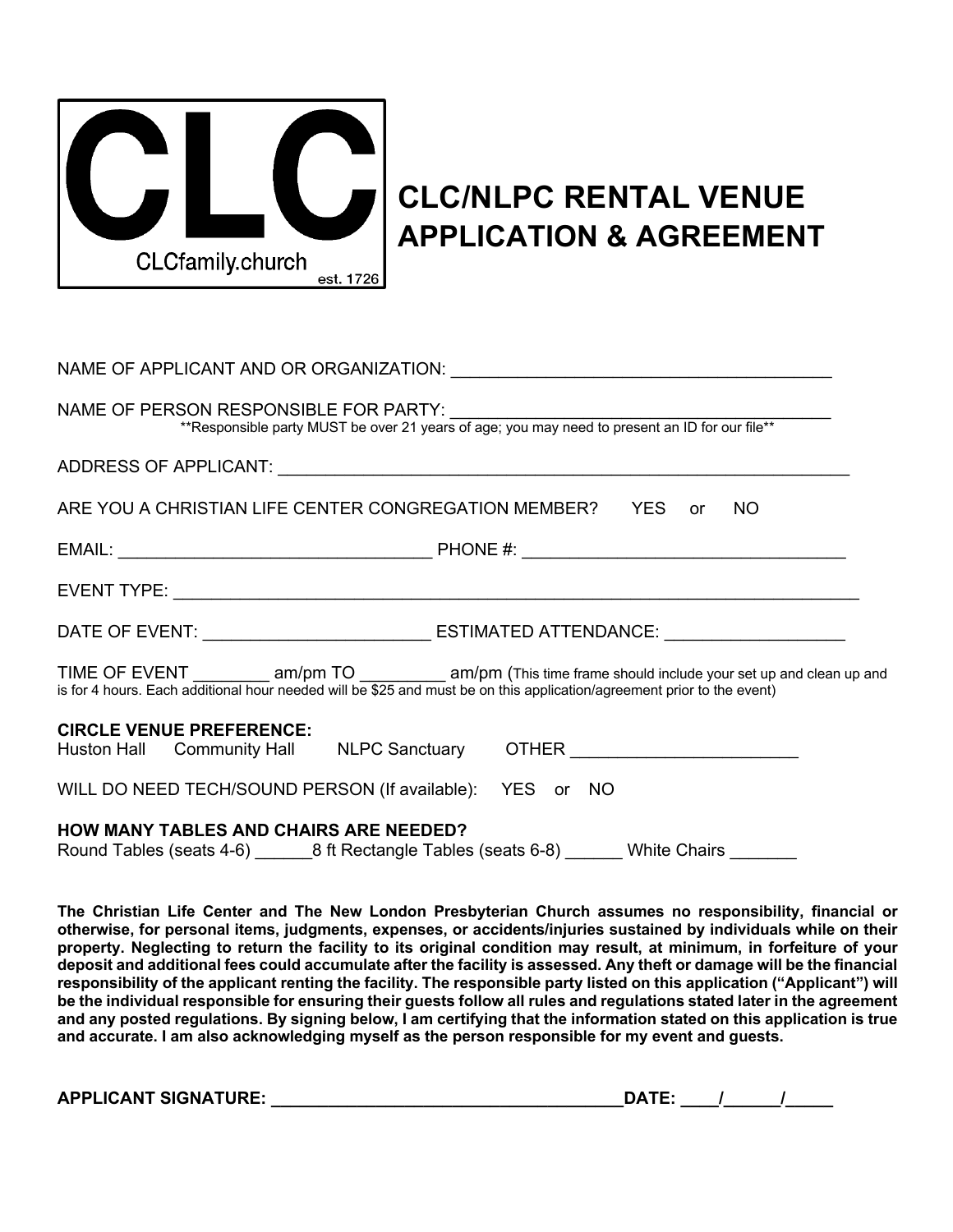CLC

CLCfamily.church

est. 1726

# CLC/NLPC RENTAL VENUE APPLICATION & AGREEMENT

NAME OF APPLICANT AND OR ORGANIZATION: ________________________________________

NAME OF PERSON RESPONSIBLE FOR PARTY: ________________________________________
**Responsible party MUST be over 21 years of age; you may need to present an ID for our file**

ADDRESS OF APPLICANT: ______________________________________________________________

ARE YOU A CHRISTIAN LIFE CENTER CONGREGATION MEMBER? YES or NO

EMAIL: _________________________________ PHONE #: __________________________________

EVENT TYPE: ___________________________________________________________________________

DATE OF EVENT: ________________________ ESTIMATED ATTENDANCE: ___________________

TIME OF EVENT ________ am/pm TO _________ am/pm (This time frame should include your set up and clean up and is for 4 hours. Each additional hour needed will be $25 and must be on this application/agreement prior to the event)

**CIRCLE VENUE PREFERENCE:**
Huston Hall Community Hall NLPC Sanctuary OTHER ________________________

WILL DO NEED TECH/SOUND PERSON (If available): YES or NO

**HOW MANY TABLES AND CHAIRS ARE NEEDED?**
Round Tables (seats 4-6) ______8 ft Rectangle Tables (seats 6-8) ______ White Chairs _______

**The Christian Life Center and The New London Presbyterian Church assumes no responsibility, financial or otherwise, for personal items, judgments, expenses, or accidents/injuries sustained by individuals while on their property. Neglecting to return the facility to its original condition may result, at minimum, in forfeiture of your deposit and additional fees could accumulate after the facility is assessed. Any theft or damage will be the financial responsibility of the applicant renting the facility. The responsible party listed on this application ("Applicant") will be the individual responsible for ensuring their guests follow all rules and regulations stated later in the agreement and any posted regulations. By signing below, I am certifying that the information stated on this application is true and accurate. I am also acknowledging myself as the person responsible for my event and guests.**

**APPLICANT SIGNATURE: ______________________________________DATE: ____/______/_____**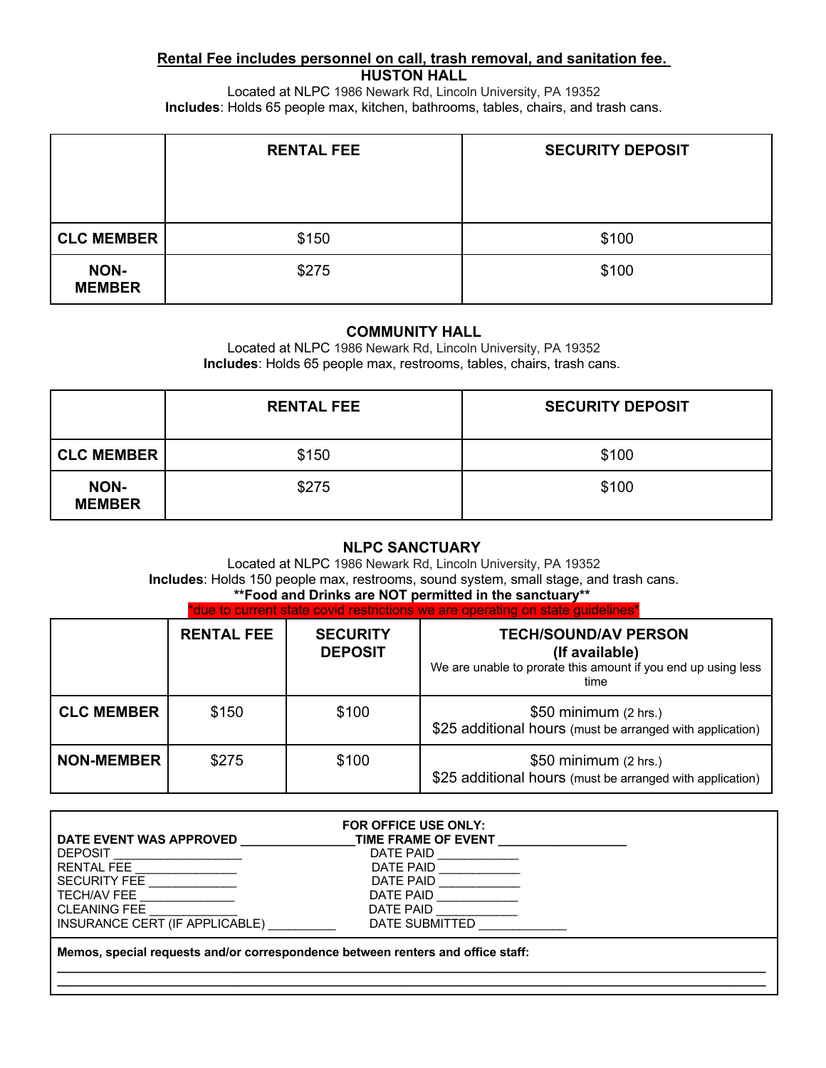**Rental Fee includes personnel on call, trash removal, and sanitation fee.**

## HUSTON HALL

Located at NLPC 1986 Newark Rd, Lincoln University, PA 19352

**Includes**: Holds 65 people max, kitchen, bathrooms, tables, chairs, and trash cans.

| | RENTAL FEE | SECURITY DEPOSIT |
|---|---|---|
| **CLC MEMBER** | $150 | $100 |
| **NON-MEMBER** | $275 | $100 |

## COMMUNITY HALL

Located at NLPC 1986 Newark Rd, Lincoln University, PA 19352

**Includes**: Holds 65 people max, restrooms, tables, chairs, trash cans.

| | RENTAL FEE | SECURITY DEPOSIT |
|---|---|---|
| **CLC MEMBER** | $150 | $100 |
| **NON-MEMBER** | $275 | $100 |

## NLPC SANCTUARY

Located at NLPC 1986 Newark Rd, Lincoln University, PA 19352

**Includes**: Holds 150 people max, restrooms, sound system, small stage, and trash cans.

****Food and Drinks are NOT permitted in the sanctuary****

*due to current state covid restrictions we are operating on state guidelines*

| | RENTAL FEE | SECURITY DEPOSIT | TECH/SOUND/AV PERSON (If available) We are unable to prorate this amount if you end up using less time |
|---|---|---|---|
| **CLC MEMBER** | $150 | $100 | $50 minimum (2 hrs.) $25 additional hours (must be arranged with application) |
| **NON-MEMBER** | $275 | $100 | $50 minimum (2 hrs.) $25 additional hours (must be arranged with application) |

**FOR OFFICE USE ONLY:**

**DATE EVENT WAS APPROVED** ________________ **TIME FRAME OF EVENT** __________________

DEPOSIT __________________ DATE PAID ___________

RENTAL FEE _______________ DATE PAID ___________

SECURITY FEE _____________ DATE PAID ___________

TECH/AV FEE ______________ DATE PAID ___________

CLEANING FEE _____________ DATE PAID ___________

INSURANCE CERT (IF APPLICABLE) __________ DATE SUBMITTED _____________

**Memos, special requests and/or correspondence between renters and office staff:**

______________________________________________________________________________

______________________________________________________________________________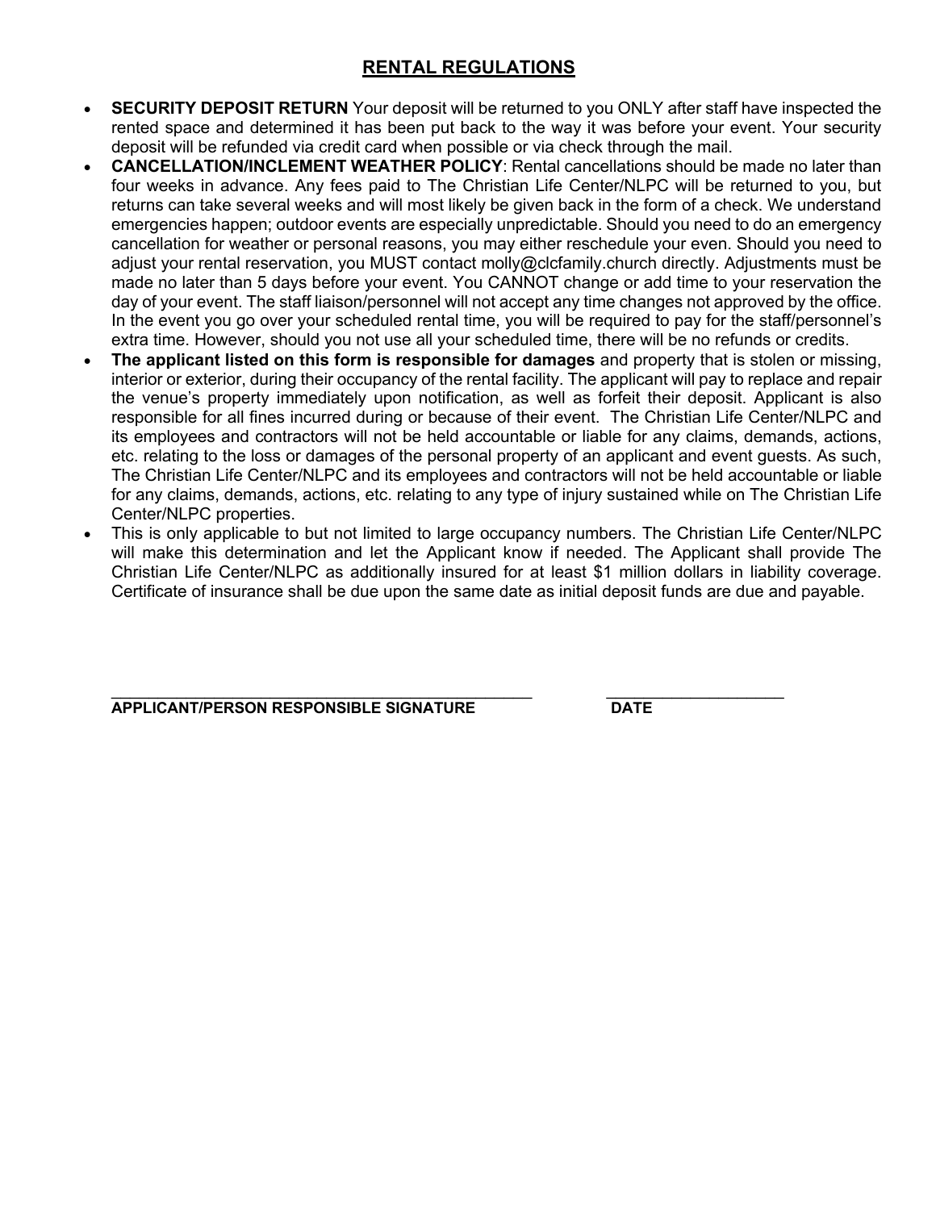# RENTAL REGULATIONS

- **SECURITY DEPOSIT RETURN** Your deposit will be returned to you ONLY after staff have inspected the rented space and determined it has been put back to the way it was before your event. Your security deposit will be refunded via credit card when possible or via check through the mail.
- **CANCELLATION/INCLEMENT WEATHER POLICY**: Rental cancellations should be made no later than four weeks in advance. Any fees paid to The Christian Life Center/NLPC will be returned to you, but returns can take several weeks and will most likely be given back in the form of a check. We understand emergencies happen; outdoor events are especially unpredictable. Should you need to do an emergency cancellation for weather or personal reasons, you may either reschedule your even. Should you need to adjust your rental reservation, you MUST contact molly@clcfamily.church directly. Adjustments must be made no later than 5 days before your event. You CANNOT change or add time to your reservation the day of your event. The staff liaison/personnel will not accept any time changes not approved by the office. In the event you go over your scheduled rental time, you will be required to pay for the staff/personnel's extra time. However, should you not use all your scheduled time, there will be no refunds or credits.
- **The applicant listed on this form is responsible for damages** and property that is stolen or missing, interior or exterior, during their occupancy of the rental facility. The applicant will pay to replace and repair the venue's property immediately upon notification, as well as forfeit their deposit. Applicant is also responsible for all fines incurred during or because of their event. The Christian Life Center/NLPC and its employees and contractors will not be held accountable or liable for any claims, demands, actions, etc. relating to the loss or damages of the personal property of an applicant and event guests. As such, The Christian Life Center/NLPC and its employees and contractors will not be held accountable or liable for any claims, demands, actions, etc. relating to any type of injury sustained while on The Christian Life Center/NLPC properties.
- This is only applicable to but not limited to large occupancy numbers. The Christian Life Center/NLPC will make this determination and let the Applicant know if needed. The Applicant shall provide The Christian Life Center/NLPC as additionally insured for at least $1 million dollars in liability coverage. Certificate of insurance shall be due upon the same date as initial deposit funds are due and payable.

______________________________________________ ____________________

**APPLICANT/PERSON RESPONSIBLE SIGNATURE** **DATE**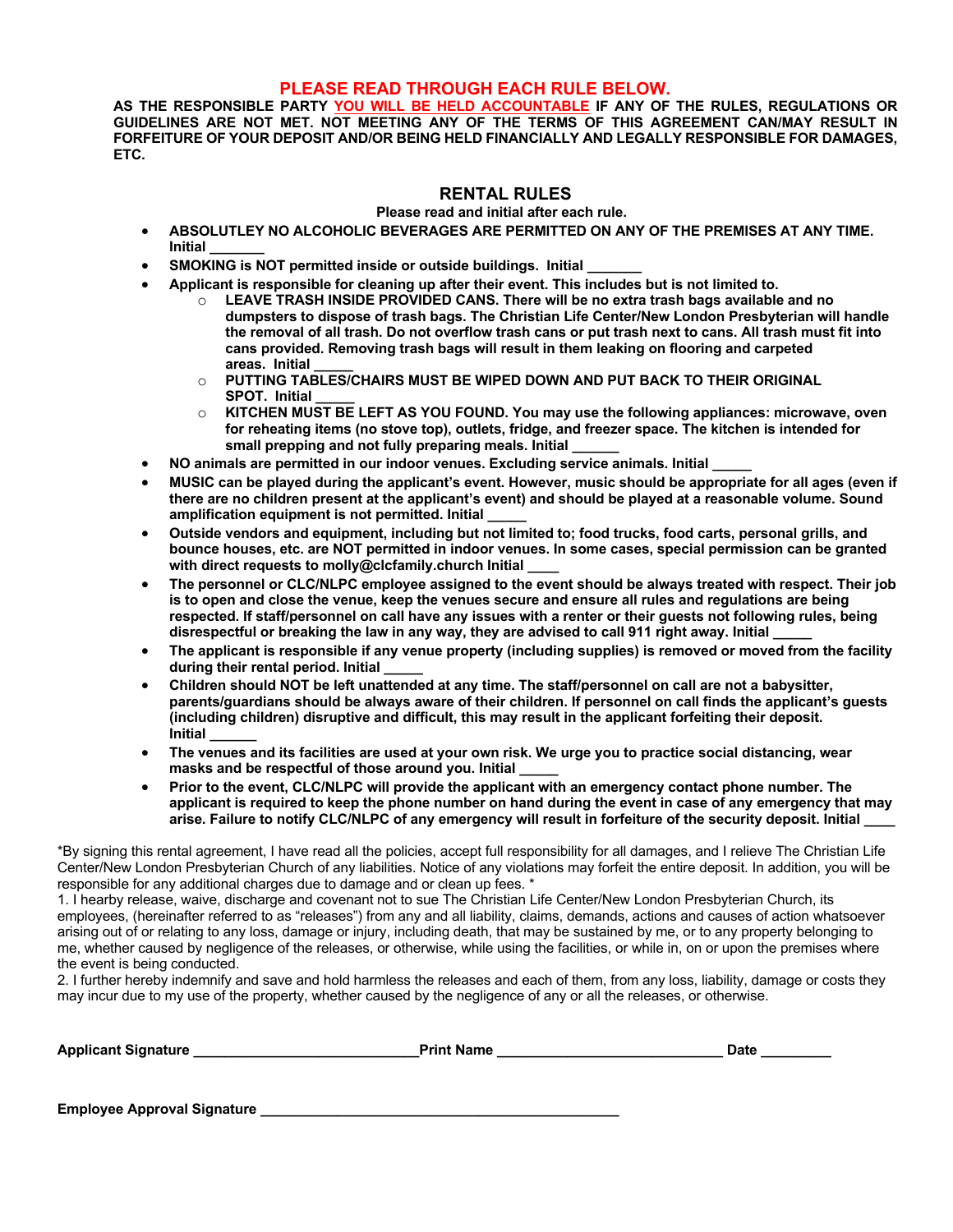**PLEASE READ THROUGH EACH RULE BELOW.**

**AS THE RESPONSIBLE PARTY YOU WILL BE HELD ACCOUNTABLE IF ANY OF THE RULES, REGULATIONS OR GUIDELINES ARE NOT MET. NOT MEETING ANY OF THE TERMS OF THIS AGREEMENT CAN/MAY RESULT IN FORFEITURE OF YOUR DEPOSIT AND/OR BEING HELD FINANCIALLY AND LEGALLY RESPONSIBLE FOR DAMAGES, ETC.**

## RENTAL RULES

**Please read and initial after each rule.**

- **ABSOLUTLEY NO ALCOHOLIC BEVERAGES ARE PERMITTED ON ANY OF THE PREMISES AT ANY TIME. Initial _______**
- **SMOKING is NOT permitted inside or outside buildings. Initial _______**
- **Applicant is responsible for cleaning up after their event. This includes but is not limited to.**
  - **LEAVE TRASH INSIDE PROVIDED CANS. There will be no extra trash bags available and no dumpsters to dispose of trash bags. The Christian Life Center/New London Presbyterian will handle the removal of all trash. Do not overflow trash cans or put trash next to cans. All trash must fit into cans provided. Removing trash bags will result in them leaking on flooring and carpeted areas. Initial _____**
  - **PUTTING TABLES/CHAIRS MUST BE WIPED DOWN AND PUT BACK TO THEIR ORIGINAL SPOT. Initial _____**
  - **KITCHEN MUST BE LEFT AS YOU FOUND. You may use the following appliances: microwave, oven for reheating items (no stove top), outlets, fridge, and freezer space. The kitchen is intended for small prepping and not fully preparing meals. Initial ______**
- **NO animals are permitted in our indoor venues. Excluding service animals. Initial _____**
- **MUSIC can be played during the applicant's event. However, music should be appropriate for all ages (even if there are no children present at the applicant's event) and should be played at a reasonable volume. Sound amplification equipment is not permitted. Initial _____**
- **Outside vendors and equipment, including but not limited to; food trucks, food carts, personal grills, and bounce houses, etc. are NOT permitted in indoor venues. In some cases, special permission can be granted with direct requests to molly@clcfamily.church Initial ____**
- **The personnel or CLC/NLPC employee assigned to the event should be always treated with respect. Their job is to open and close the venue, keep the venues secure and ensure all rules and regulations are being respected. If staff/personnel on call have any issues with a renter or their guests not following rules, being disrespectful or breaking the law in any way, they are advised to call 911 right away. Initial _____**
- **The applicant is responsible if any venue property (including supplies) is removed or moved from the facility during their rental period. Initial _____**
- **Children should NOT be left unattended at any time. The staff/personnel on call are not a babysitter, parents/guardians should be always aware of their children. If personnel on call finds the applicant's guests (including children) disruptive and difficult, this may result in the applicant forfeiting their deposit. Initial ______**
- **The venues and its facilities are used at your own risk. We urge you to practice social distancing, wear masks and be respectful of those around you. Initial _____**
- **Prior to the event, CLC/NLPC will provide the applicant with an emergency contact phone number. The applicant is required to keep the phone number on hand during the event in case of any emergency that may arise. Failure to notify CLC/NLPC of any emergency will result in forfeiture of the security deposit. Initial ____**

*By signing this rental agreement, I have read all the policies, accept full responsibility for all damages, and I relieve The Christian Life Center/New London Presbyterian Church of any liabilities. Notice of any violations may forfeit the entire deposit. In addition, you will be responsible for any additional charges due to damage and or clean up fees. *

1. I hearby release, waive, discharge and covenant not to sue The Christian Life Center/New London Presbyterian Church, its employees, (hereinafter referred to as "releases") from any and all liability, claims, demands, actions and causes of action whatsoever arising out of or relating to any loss, damage or injury, including death, that may be sustained by me, or to any property belonging to me, whether caused by negligence of the releases, or otherwise, while using the facilities, or while in, on or upon the premises where the event is being conducted.
2. I further hereby indemnify and save and hold harmless the releases and each of them, from any loss, liability, damage or costs they may incur due to my use of the property, whether caused by the negligence of any or all the releases, or otherwise.

**Applicant Signature ___________________________ Print Name ___________________________ Date _________**

**Employee Approval Signature ___________________________________________**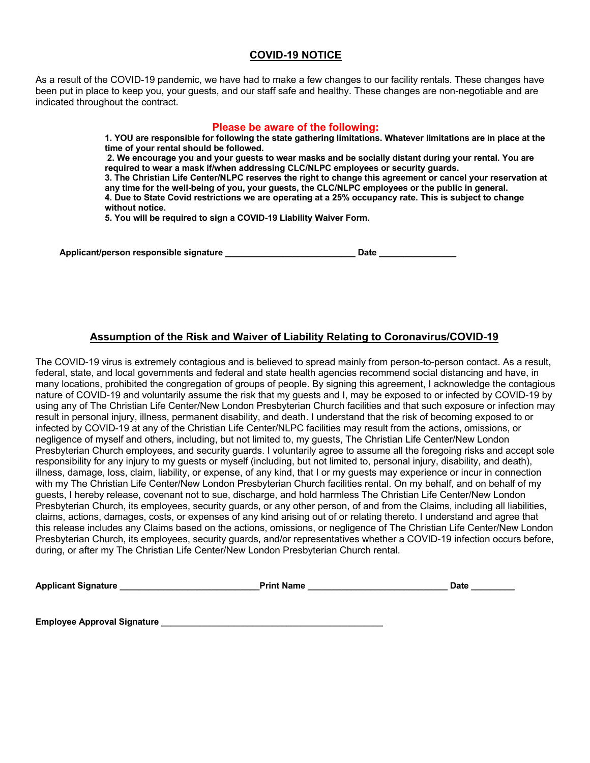## COVID-19 NOTICE

As a result of the COVID-19 pandemic, we have had to make a few changes to our facility rentals. These changes have been put in place to keep you, your guests, and our staff safe and healthy. These changes are non-negotiable and are indicated throughout the contract.

### Please be aware of the following:

**1. YOU are responsible for following the state gathering limitations. Whatever limitations are in place at the time of your rental should be followed.**
**2. We encourage you and your guests to wear masks and be socially distant during your rental. You are required to wear a mask if/when addressing CLC/NLPC employees or security guards.**
**3. The Christian Life Center/NLPC reserves the right to change this agreement or cancel your reservation at any time for the well-being of you, your guests, the CLC/NLPC employees or the public in general.**
**4. Due to State Covid restrictions we are operating at a 25% occupancy rate. This is subject to change without notice.**
**5. You will be required to sign a COVID-19 Liability Waiver Form.**

**Applicant/person responsible signature __________________________ Date ________________**

## Assumption of the Risk and Waiver of Liability Relating to Coronavirus/COVID-19

The COVID-19 virus is extremely contagious and is believed to spread mainly from person-to-person contact. As a result, federal, state, and local governments and federal and state health agencies recommend social distancing and have, in many locations, prohibited the congregation of groups of people. By signing this agreement, I acknowledge the contagious nature of COVID-19 and voluntarily assume the risk that my guests and I, may be exposed to or infected by COVID-19 by using any of The Christian Life Center/New London Presbyterian Church facilities and that such exposure or infection may result in personal injury, illness, permanent disability, and death. I understand that the risk of becoming exposed to or infected by COVID-19 at any of the Christian Life Center/NLPC facilities may result from the actions, omissions, or negligence of myself and others, including, but not limited to, my guests, The Christian Life Center/New London Presbyterian Church employees, and security guards. I voluntarily agree to assume all the foregoing risks and accept sole responsibility for any injury to my guests or myself (including, but not limited to, personal injury, disability, and death), illness, damage, loss, claim, liability, or expense, of any kind, that I or my guests may experience or incur in connection with my The Christian Life Center/New London Presbyterian Church facilities rental. On my behalf, and on behalf of my guests, I hereby release, covenant not to sue, discharge, and hold harmless The Christian Life Center/New London Presbyterian Church, its employees, security guards, or any other person, of and from the Claims, including all liabilities, claims, actions, damages, costs, or expenses of any kind arising out of or relating thereto. I understand and agree that this release includes any Claims based on the actions, omissions, or negligence of The Christian Life Center/New London Presbyterian Church, its employees, security guards, and/or representatives whether a COVID-19 infection occurs before, during, or after my The Christian Life Center/New London Presbyterian Church rental.

**Applicant Signature ____________________________ Print Name ____________________________ Date _________**

**Employee Approval Signature ______________________________________________**